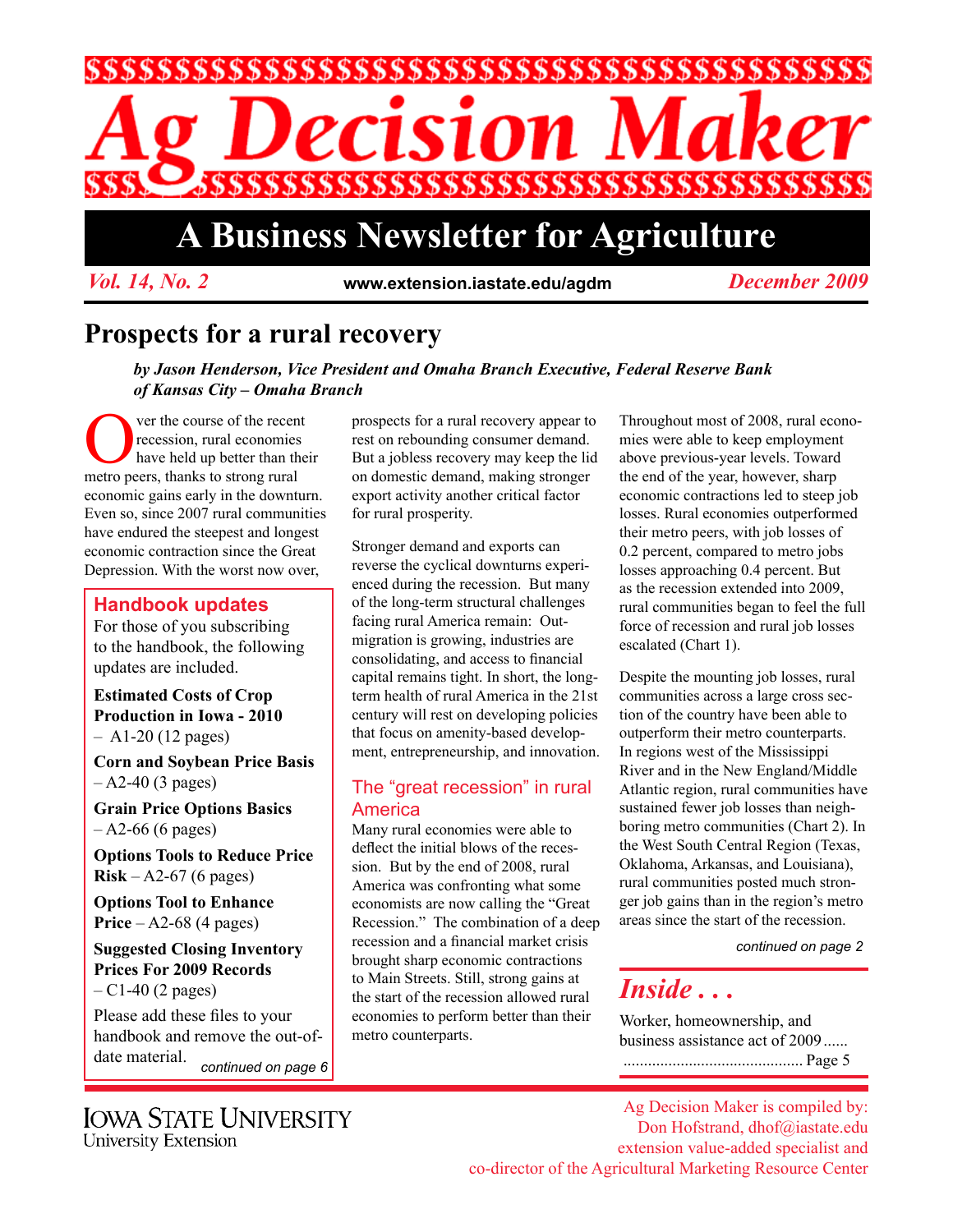# Ag Decision Maker

## A Business Newsletter for Agriculture

*Vol. 14, No. 2* www.extension.iastate.edu/agdm *December 2009*

# Prospects for a rural recovery

***by Jason Henderson, Vice President and Omaha Branch Executive, Federal Reserve Bank of Kansas City – Omaha Branch***

Over the course of the recent recession, rural economies have held up better than their metro peers, thanks to strong rural economic gains early in the downturn. Even so, since 2007 rural communities have endured the steepest and longest economic contraction since the Great Depression. With the worst now over, prospects for a rural recovery appear to rest on rebounding consumer demand. But a jobless recovery may keep the lid on domestic demand, making stronger export activity another critical factor for rural prosperity.

Stronger demand and exports can reverse the cyclical downturns experienced during the recession. But many of the long-term structural challenges facing rural America remain: Outmigration is growing, industries are consolidating, and access to financial capital remains tight. In short, the long-term health of rural America in the 21st century will rest on developing policies that focus on amenity-based development, entrepreneurship, and innovation.

## The "great recession" in rural America

Many rural economies were able to deflect the initial blows of the recession. But by the end of 2008, rural America was confronting what some economists are now calling the "Great Recession." The combination of a deep recession and a financial market crisis brought sharp economic contractions to Main Streets. Still, strong gains at the start of the recession allowed rural economies to perform better than their metro counterparts.

Throughout most of 2008, rural economies were able to keep employment above previous-year levels. Toward the end of the year, however, sharp economic contractions led to steep job losses. Rural economies outperformed their metro peers, with job losses of 0.2 percent, compared to metro jobs losses approaching 0.4 percent. But as the recession extended into 2009, rural communities began to feel the full force of recession and rural job losses escalated (Chart 1).

Despite the mounting job losses, rural communities across a large cross section of the country have been able to outperform their metro counterparts. In regions west of the Mississippi River and in the New England/Middle Atlantic region, rural communities have sustained fewer job losses than neighboring metro communities (Chart 2). In the West South Central Region (Texas, Oklahoma, Arkansas, and Louisiana), rural communities posted much stronger job gains than in the region's metro areas since the start of the recession.

*continued on page 2*

## Handbook updates

For those of you subscribing to the handbook, the following updates are included.

**Estimated Costs of Crop Production in Iowa - 2010** – A1-20 (12 pages)

**Corn and Soybean Price Basis** – A2-40 (3 pages)

**Grain Price Options Basics** – A2-66 (6 pages)

**Options Tools to Reduce Price Risk** – A2-67 (6 pages)

**Options Tool to Enhance Price** – A2-68 (4 pages)

**Suggested Closing Inventory Prices For 2009 Records** – C1-40 (2 pages)

Please add these files to your handbook and remove the out-of-date material.

*continued on page 6*

## *Inside . . .*

Worker, homeownership, and business assistance act of 2009 ...... Page 5

Iowa State University
University Extension

Ag Decision Maker is compiled by:
Don Hofstrand, dhof@iastate.edu
extension value-added specialist and
co-director of the Agricultural Marketing Resource Center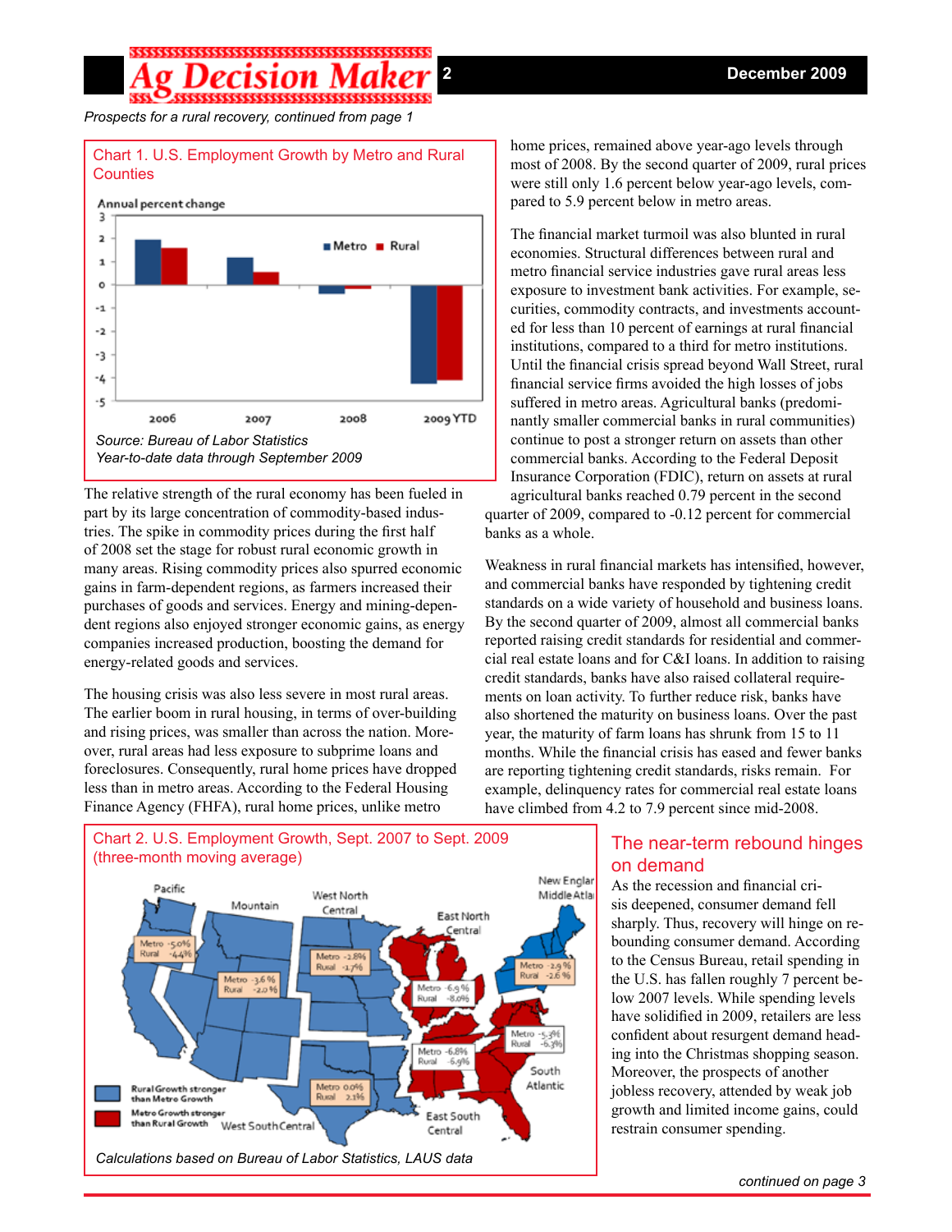*Prospects for a rural recovery, continued from page 1*

**Chart 1. U.S. Employment Growth by Metro and Rural Counties**

*Source: Bureau of Labor Statistics*
*Year-to-date data through September 2009*

The relative strength of the rural economy has been fueled in part by its large concentration of commodity-based industries. The spike in commodity prices during the first half of 2008 set the stage for robust rural economic growth in many areas. Rising commodity prices also spurred economic gains in farm-dependent regions, as farmers increased their purchases of goods and services. Energy and mining-dependent regions also enjoyed stronger economic gains, as energy companies increased production, boosting the demand for energy-related goods and services.

The housing crisis was also less severe in most rural areas. The earlier boom in rural housing, in terms of over-building and rising prices, was smaller than across the nation. Moreover, rural areas had less exposure to subprime loans and foreclosures. Consequently, rural home prices have dropped less than in metro areas. According to the Federal Housing Finance Agency (FHFA), rural home prices, unlike metro home prices, remained above year-ago levels through most of 2008. By the second quarter of 2009, rural prices were still only 1.6 percent below year-ago levels, compared to 5.9 percent below in metro areas.

The financial market turmoil was also blunted in rural economies. Structural differences between rural and metro financial service industries gave rural areas less exposure to investment bank activities. For example, securities, commodity contracts, and investments accounted for less than 10 percent of earnings at rural financial institutions, compared to a third for metro institutions. Until the financial crisis spread beyond Wall Street, rural financial service firms avoided the high losses of jobs suffered in metro areas. Agricultural banks (predominantly smaller commercial banks in rural communities) continue to post a stronger return on assets than other commercial banks. According to the Federal Deposit Insurance Corporation (FDIC), return on assets at rural agricultural banks reached 0.79 percent in the second quarter of 2009, compared to -0.12 percent for commercial banks as a whole.

Weakness in rural financial markets has intensified, however, and commercial banks have responded by tightening credit standards on a wide variety of household and business loans. By the second quarter of 2009, almost all commercial banks reported raising credit standards for residential and commercial real estate loans and for C&I loans. In addition to raising credit standards, banks have also raised collateral requirements on loan activity. To further reduce risk, banks have also shortened the maturity on business loans. Over the past year, the maturity of farm loans has shrunk from 15 to 11 months. While the financial crisis has eased and fewer banks are reporting tightening credit standards, risks remain. For example, delinquency rates for commercial real estate loans have climbed from 4.2 to 7.9 percent since mid-2008.

**Chart 2. U.S. Employment Growth, Sept. 2007 to Sept. 2009 (three-month moving average)**

*Calculations based on Bureau of Labor Statistics, LAUS data*

## The near-term rebound hinges on demand

As the recession and financial crisis deepened, consumer demand fell sharply. Thus, recovery will hinge on rebounding consumer demand. According to the Census Bureau, retail spending in the U.S. has fallen roughly 7 percent below 2007 levels. While spending levels have solidified in 2009, retailers are less confident about resurgent demand heading into the Christmas shopping season. Moreover, the prospects of another jobless recovery, attended by weak job growth and limited income gains, could restrain consumer spending.

*continued on page 3*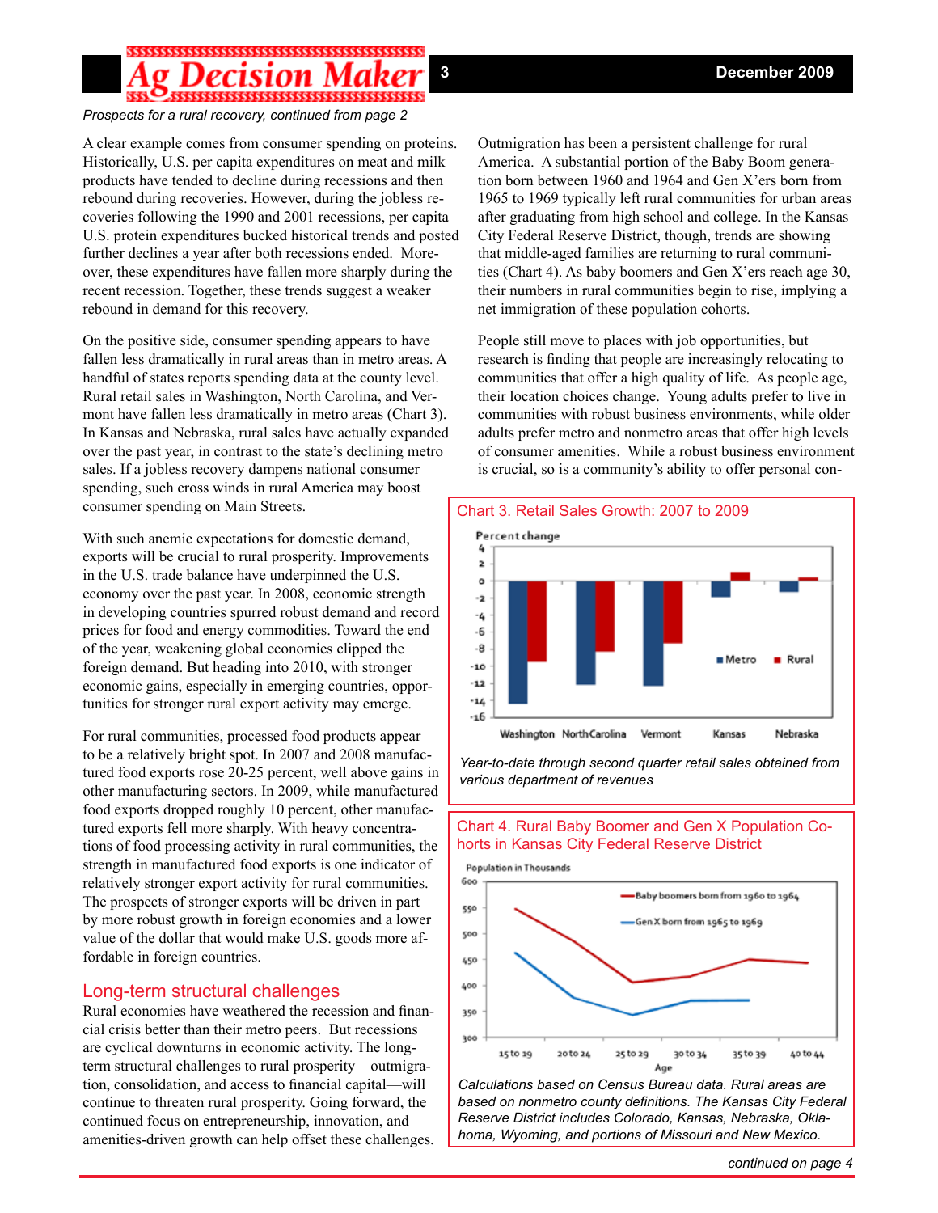*Prospects for a rural recovery, continued from page 2*

A clear example comes from consumer spending on proteins. Historically, U.S. per capita expenditures on meat and milk products have tended to decline during recessions and then rebound during recoveries. However, during the jobless recoveries following the 1990 and 2001 recessions, per capita U.S. protein expenditures bucked historical trends and posted further declines a year after both recessions ended. Moreover, these expenditures have fallen more sharply during the recent recession. Together, these trends suggest a weaker rebound in demand for this recovery.

On the positive side, consumer spending appears to have fallen less dramatically in rural areas than in metro areas. A handful of states reports spending data at the county level. Rural retail sales in Washington, North Carolina, and Vermont have fallen less dramatically in metro areas (Chart 3). In Kansas and Nebraska, rural sales have actually expanded over the past year, in contrast to the state's declining metro sales. If a jobless recovery dampens national consumer spending, such cross winds in rural America may boost consumer spending on Main Streets.

With such anemic expectations for domestic demand, exports will be crucial to rural prosperity. Improvements in the U.S. trade balance have underpinned the U.S. economy over the past year. In 2008, economic strength in developing countries spurred robust demand and record prices for food and energy commodities. Toward the end of the year, weakening global economies clipped the foreign demand. But heading into 2010, with stronger economic gains, especially in emerging countries, opportunities for stronger rural export activity may emerge.

For rural communities, processed food products appear to be a relatively bright spot. In 2007 and 2008 manufactured food exports rose 20-25 percent, well above gains in other manufacturing sectors. In 2009, while manufactured food exports dropped roughly 10 percent, other manufactured exports fell more sharply. With heavy concentrations of food processing activity in rural communities, the strength in manufactured food exports is one indicator of relatively stronger export activity for rural communities. The prospects of stronger exports will be driven in part by more robust growth in foreign economies and a lower value of the dollar that would make U.S. goods more affordable in foreign countries.

## Long-term structural challenges

Rural economies have weathered the recession and financial crisis better than their metro peers. But recessions are cyclical downturns in economic activity. The long-term structural challenges to rural prosperity—outmigration, consolidation, and access to financial capital—will continue to threaten rural prosperity. Going forward, the continued focus on entrepreneurship, innovation, and amenities-driven growth can help offset these challenges.

Outmigration has been a persistent challenge for rural America. A substantial portion of the Baby Boom generation born between 1960 and 1964 and Gen X'ers born from 1965 to 1969 typically left rural communities for urban areas after graduating from high school and college. In the Kansas City Federal Reserve District, though, trends are showing that middle-aged families are returning to rural communities (Chart 4). As baby boomers and Gen X'ers reach age 30, their numbers in rural communities begin to rise, implying a net immigration of these population cohorts.

People still move to places with job opportunities, but research is finding that people are increasingly relocating to communities that offer a high quality of life. As people age, their location choices change. Young adults prefer to live in communities with robust business environments, while older adults prefer metro and nonmetro areas that offer high levels of consumer amenities. While a robust business environment is crucial, so is a community's ability to offer personal con-

**Chart 3. Retail Sales Growth: 2007 to 2009**

Percent change

| State | Metro | Rural |
|---|---|---|
| Washington | -14.5 | -9.5 |
| North Carolina | -12 | -8 |
| Vermont | -12 | -7.3 |
| Kansas | -1.8 | 1 |
| Nebraska | -1.2 | 0.4 |

*Year-to-date through second quarter retail sales obtained from various department of revenues*

**Chart 4. Rural Baby Boomer and Gen X Population Cohorts in Kansas City Federal Reserve District**

Population in Thousands

| Age | Baby boomers born from 1960 to 1964 | Gen X born from 1965 to 1969 |
|---|---|---|
| 15 to 19 | 548 | 463 |
| 20 to 24 | 488 | 378 |
| 25 to 29 | 407 | 344 |
| 30 to 34 | 418 | 372 |
| 35 to 39 | 450 | 373 |
| 40 to 44 | 445 | |

*Calculations based on Census Bureau data. Rural areas are based on nonmetro county definitions. The Kansas City Federal Reserve District includes Colorado, Kansas, Nebraska, Oklahoma, Wyoming, and portions of Missouri and New Mexico.*

*continued on page 4*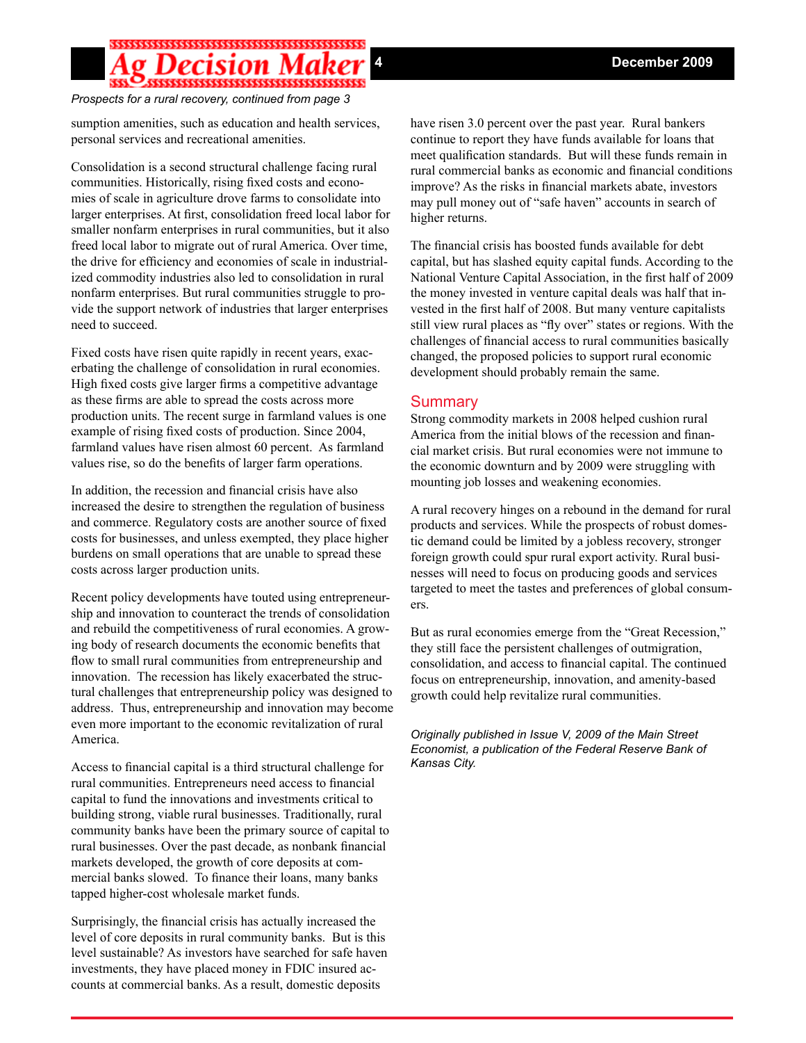*Prospects for a rural recovery, continued from page 3*

sumption amenities, such as education and health services, personal services and recreational amenities.

Consolidation is a second structural challenge facing rural communities. Historically, rising fixed costs and economies of scale in agriculture drove farms to consolidate into larger enterprises. At first, consolidation freed local labor for smaller nonfarm enterprises in rural communities, but it also freed local labor to migrate out of rural America. Over time, the drive for efficiency and economies of scale in industrialized commodity industries also led to consolidation in rural nonfarm enterprises. But rural communities struggle to provide the support network of industries that larger enterprises need to succeed.

Fixed costs have risen quite rapidly in recent years, exacerbating the challenge of consolidation in rural economies. High fixed costs give larger firms a competitive advantage as these firms are able to spread the costs across more production units. The recent surge in farmland values is one example of rising fixed costs of production. Since 2004, farmland values have risen almost 60 percent. As farmland values rise, so do the benefits of larger farm operations.

In addition, the recession and financial crisis have also increased the desire to strengthen the regulation of business and commerce. Regulatory costs are another source of fixed costs for businesses, and unless exempted, they place higher burdens on small operations that are unable to spread these costs across larger production units.

Recent policy developments have touted using entrepreneurship and innovation to counteract the trends of consolidation and rebuild the competitiveness of rural economies. A growing body of research documents the economic benefits that flow to small rural communities from entrepreneurship and innovation. The recession has likely exacerbated the structural challenges that entrepreneurship policy was designed to address. Thus, entrepreneurship and innovation may become even more important to the economic revitalization of rural America.

Access to financial capital is a third structural challenge for rural communities. Entrepreneurs need access to financial capital to fund the innovations and investments critical to building strong, viable rural businesses. Traditionally, rural community banks have been the primary source of capital to rural businesses. Over the past decade, as nonbank financial markets developed, the growth of core deposits at commercial banks slowed. To finance their loans, many banks tapped higher-cost wholesale market funds.

Surprisingly, the financial crisis has actually increased the level of core deposits in rural community banks. But is this level sustainable? As investors have searched for safe haven investments, they have placed money in FDIC insured accounts at commercial banks. As a result, domestic deposits have risen 3.0 percent over the past year. Rural bankers continue to report they have funds available for loans that meet qualification standards. But will these funds remain in rural commercial banks as economic and financial conditions improve? As the risks in financial markets abate, investors may pull money out of "safe haven" accounts in search of higher returns.

The financial crisis has boosted funds available for debt capital, but has slashed equity capital funds. According to the National Venture Capital Association, in the first half of 2009 the money invested in venture capital deals was half that invested in the first half of 2008. But many venture capitalists still view rural places as "fly over" states or regions. With the challenges of financial access to rural communities basically changed, the proposed policies to support rural economic development should probably remain the same.

## Summary

Strong commodity markets in 2008 helped cushion rural America from the initial blows of the recession and financial market crisis. But rural economies were not immune to the economic downturn and by 2009 were struggling with mounting job losses and weakening economies.

A rural recovery hinges on a rebound in the demand for rural products and services. While the prospects of robust domestic demand could be limited by a jobless recovery, stronger foreign growth could spur rural export activity. Rural businesses will need to focus on producing goods and services targeted to meet the tastes and preferences of global consumers.

But as rural economies emerge from the "Great Recession," they still face the persistent challenges of outmigration, consolidation, and access to financial capital. The continued focus on entrepreneurship, innovation, and amenity-based growth could help revitalize rural communities.

*Originally published in Issue V, 2009 of the Main Street Economist, a publication of the Federal Reserve Bank of Kansas City.*